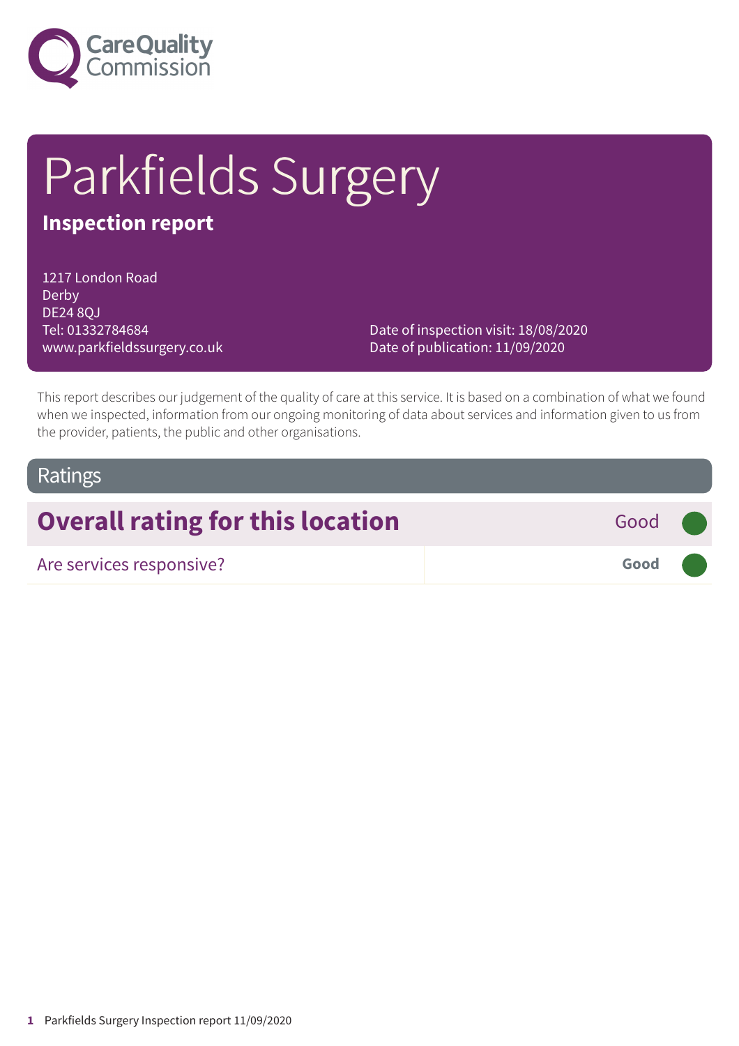# Parkfields Surgery

**Inspection report**

1217 London Road
Derby
DE24 8QJ
Tel: 01332784684
www.parkfieldssurgery.co.uk

Date of inspection visit: 18/08/2020
Date of publication: 11/09/2020

This report describes our judgement of the quality of care at this service. It is based on a combination of what we found when we inspected, information from our ongoing monitoring of data about services and information given to us from the provider, patients, the public and other organisations.

## Ratings

| Overall rating for this location | Good |
| --- | --- |
| Are services responsive? | **Good** |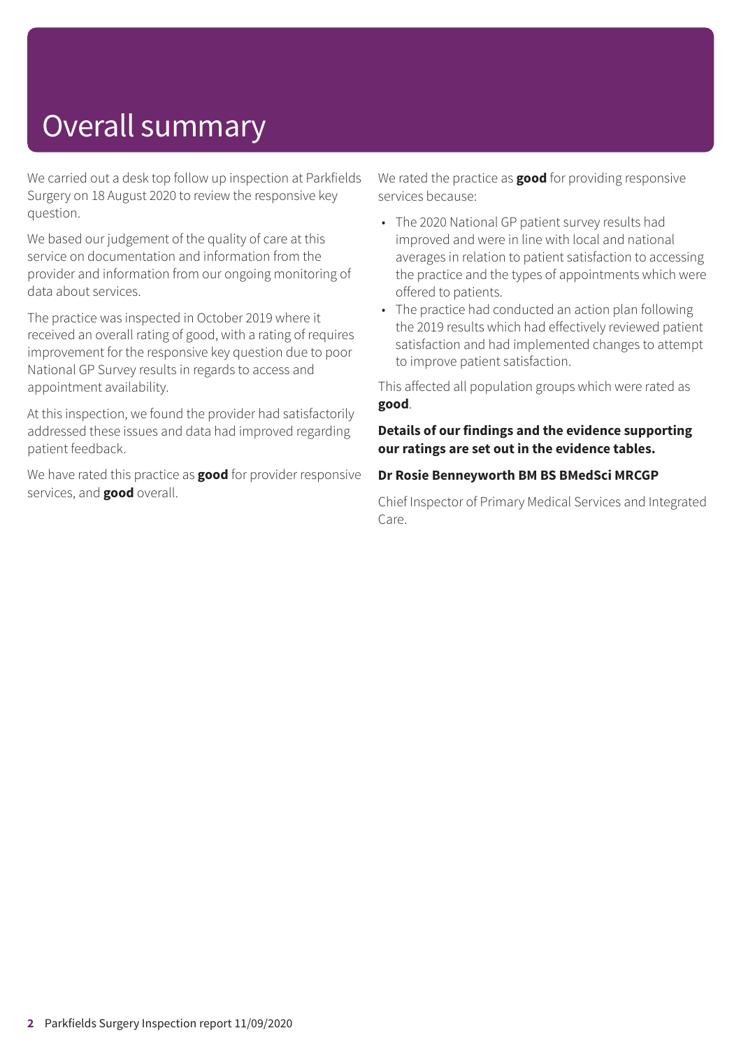# Overall summary

We carried out a desk top follow up inspection at Parkfields Surgery on 18 August 2020 to review the responsive key question.

We based our judgement of the quality of care at this service on documentation and information from the provider and information from our ongoing monitoring of data about services.

The practice was inspected in October 2019 where it received an overall rating of good, with a rating of requires improvement for the responsive key question due to poor National GP Survey results in regards to access and appointment availability.

At this inspection, we found the provider had satisfactorily addressed these issues and data had improved regarding patient feedback.

We have rated this practice as **good** for provider responsive services, and **good** overall.

We rated the practice as **good** for providing responsive services because:

- The 2020 National GP patient survey results had improved and were in line with local and national averages in relation to patient satisfaction to accessing the practice and the types of appointments which were offered to patients.
- The practice had conducted an action plan following the 2019 results which had effectively reviewed patient satisfaction and had implemented changes to attempt to improve patient satisfaction.

This affected all population groups which were rated as **good**.

**Details of our findings and the evidence supporting our ratings are set out in the evidence tables.**

**Dr Rosie Benneyworth BM BS BMedSci MRCGP**

Chief Inspector of Primary Medical Services and Integrated Care.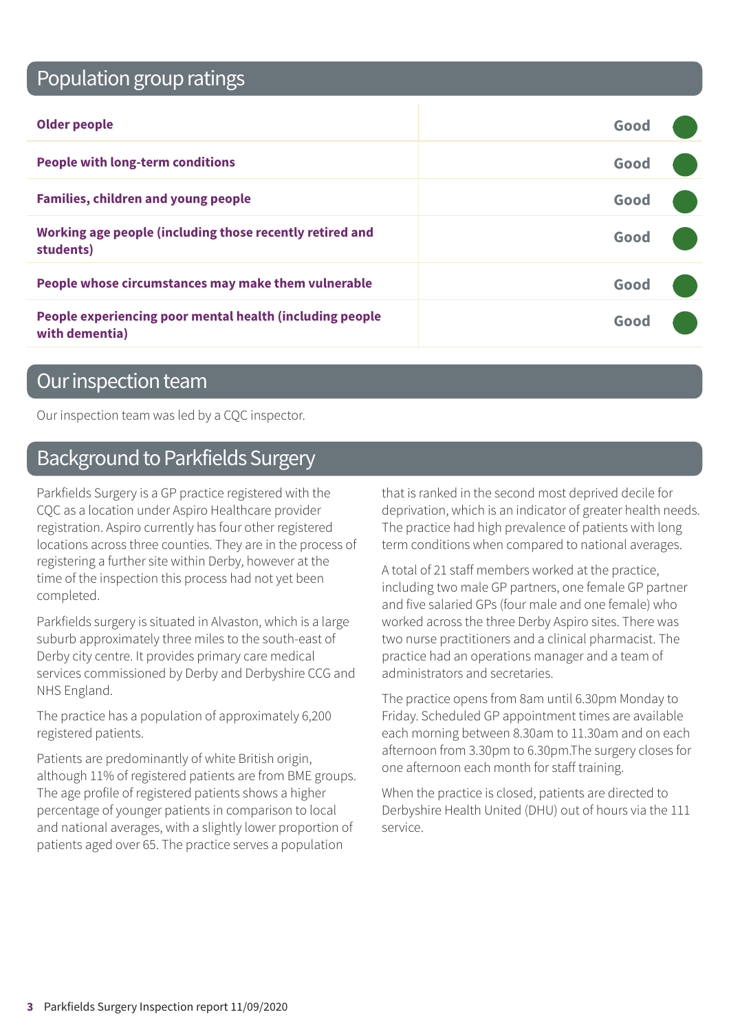## Population group ratings

| | |
|---|---|
| **Older people** | Good |
| **People with long-term conditions** | Good |
| **Families, children and young people** | Good |
| **Working age people (including those recently retired and students)** | Good |
| **People whose circumstances may make them vulnerable** | Good |
| **People experiencing poor mental health (including people with dementia)** | Good |

## Our inspection team

Our inspection team was led by a CQC inspector.

## Background to Parkfields Surgery

Parkfields Surgery is a GP practice registered with the CQC as a location under Aspiro Healthcare provider registration. Aspiro currently has four other registered locations across three counties. They are in the process of registering a further site within Derby, however at the time of the inspection this process had not yet been completed.

Parkfields surgery is situated in Alvaston, which is a large suburb approximately three miles to the south-east of Derby city centre. It provides primary care medical services commissioned by Derby and Derbyshire CCG and NHS England.

The practice has a population of approximately 6,200 registered patients.

Patients are predominantly of white British origin, although 11% of registered patients are from BME groups. The age profile of registered patients shows a higher percentage of younger patients in comparison to local and national averages, with a slightly lower proportion of patients aged over 65. The practice serves a population that is ranked in the second most deprived decile for deprivation, which is an indicator of greater health needs. The practice had high prevalence of patients with long term conditions when compared to national averages.

A total of 21 staff members worked at the practice, including two male GP partners, one female GP partner and five salaried GPs (four male and one female) who worked across the three Derby Aspiro sites. There was two nurse practitioners and a clinical pharmacist. The practice had an operations manager and a team of administrators and secretaries.

The practice opens from 8am until 6.30pm Monday to Friday. Scheduled GP appointment times are available each morning between 8.30am to 11.30am and on each afternoon from 3.30pm to 6.30pm.The surgery closes for one afternoon each month for staff training.

When the practice is closed, patients are directed to Derbyshire Health United (DHU) out of hours via the 111 service.